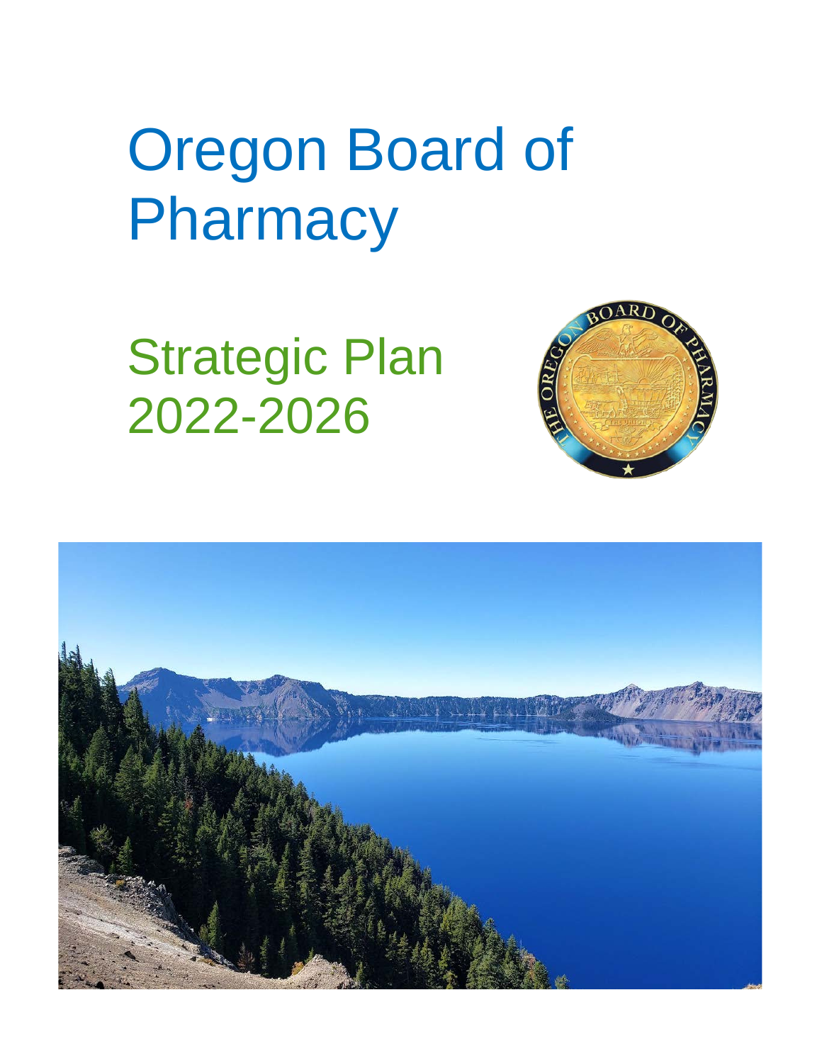# Oregon Board of Pharmacy

## Strategic Plan 2022-2026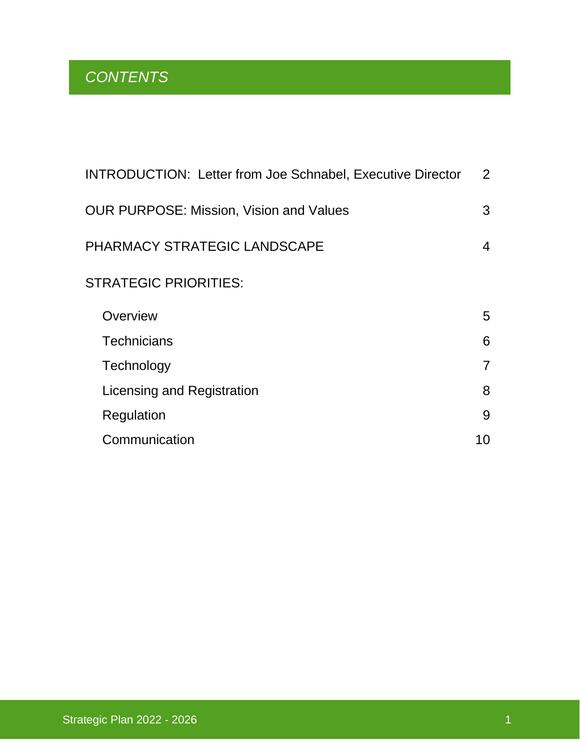# *CONTENTS*

| | |
|---|---|
| INTRODUCTION: Letter from Joe Schnabel, Executive Director | 2 |
| OUR PURPOSE: Mission, Vision and Values | 3 |
| PHARMACY STRATEGIC LANDSCAPE | 4 |
| STRATEGIC PRIORITIES: | |
| Overview | 5 |
| Technicians | 6 |
| Technology | 7 |
| Licensing and Registration | 8 |
| Regulation | 9 |
| Communication | 10 |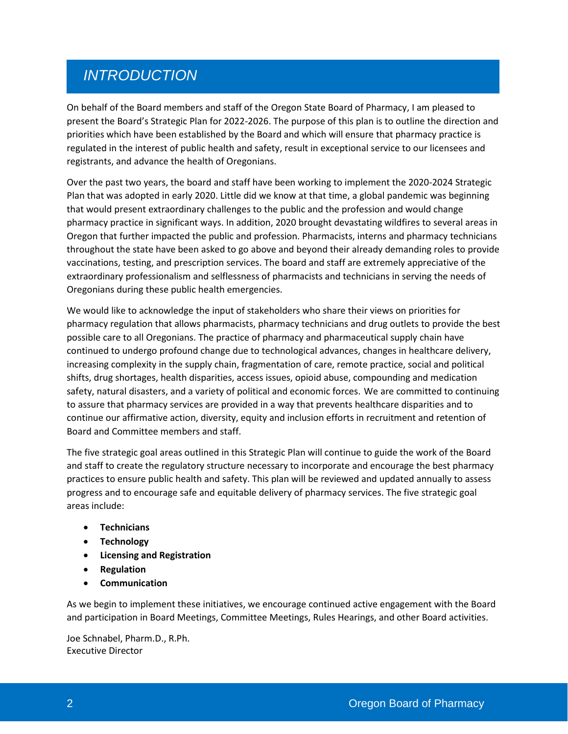# *INTRODUCTION*

On behalf of the Board members and staff of the Oregon State Board of Pharmacy, I am pleased to present the Board's Strategic Plan for 2022-2026. The purpose of this plan is to outline the direction and priorities which have been established by the Board and which will ensure that pharmacy practice is regulated in the interest of public health and safety, result in exceptional service to our licensees and registrants, and advance the health of Oregonians.

Over the past two years, the board and staff have been working to implement the 2020-2024 Strategic Plan that was adopted in early 2020. Little did we know at that time, a global pandemic was beginning that would present extraordinary challenges to the public and the profession and would change pharmacy practice in significant ways. In addition, 2020 brought devastating wildfires to several areas in Oregon that further impacted the public and profession. Pharmacists, interns and pharmacy technicians throughout the state have been asked to go above and beyond their already demanding roles to provide vaccinations, testing, and prescription services. The board and staff are extremely appreciative of the extraordinary professionalism and selflessness of pharmacists and technicians in serving the needs of Oregonians during these public health emergencies.

We would like to acknowledge the input of stakeholders who share their views on priorities for pharmacy regulation that allows pharmacists, pharmacy technicians and drug outlets to provide the best possible care to all Oregonians. The practice of pharmacy and pharmaceutical supply chain have continued to undergo profound change due to technological advances, changes in healthcare delivery, increasing complexity in the supply chain, fragmentation of care, remote practice, social and political shifts, drug shortages, health disparities, access issues, opioid abuse, compounding and medication safety, natural disasters, and a variety of political and economic forces. We are committed to continuing to assure that pharmacy services are provided in a way that prevents healthcare disparities and to continue our affirmative action, diversity, equity and inclusion efforts in recruitment and retention of Board and Committee members and staff.

The five strategic goal areas outlined in this Strategic Plan will continue to guide the work of the Board and staff to create the regulatory structure necessary to incorporate and encourage the best pharmacy practices to ensure public health and safety. This plan will be reviewed and updated annually to assess progress and to encourage safe and equitable delivery of pharmacy services. The five strategic goal areas include:

- **Technicians**
- **Technology**
- **Licensing and Registration**
- **Regulation**
- **Communication**

As we begin to implement these initiatives, we encourage continued active engagement with the Board and participation in Board Meetings, Committee Meetings, Rules Hearings, and other Board activities.

Joe Schnabel, Pharm.D., R.Ph.
Executive Director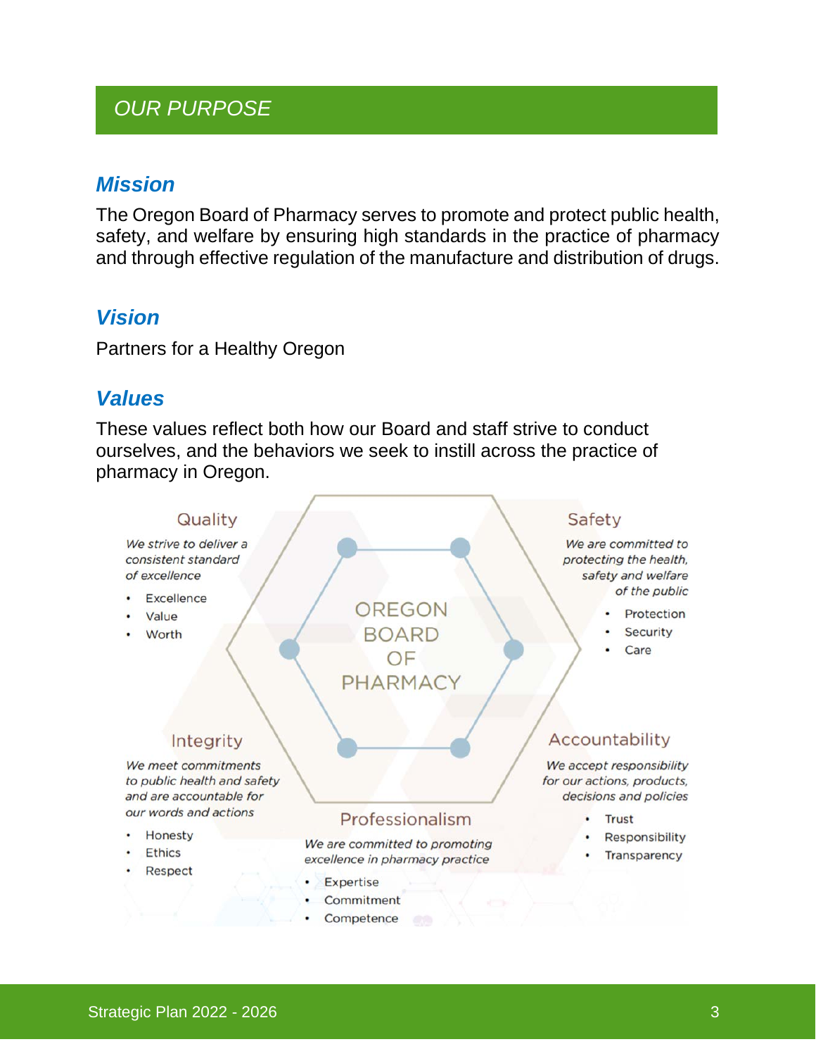## OUR PURPOSE

### *Mission*

The Oregon Board of Pharmacy serves to promote and protect public health, safety, and welfare by ensuring high standards in the practice of pharmacy and through effective regulation of the manufacture and distribution of drugs.

### *Vision*

Partners for a Healthy Oregon

### *Values*

These values reflect both how our Board and staff strive to conduct ourselves, and the behaviors we seek to instill across the practice of pharmacy in Oregon.

OREGON BOARD OF PHARMACY

**Quality**

*We strive to deliver a consistent standard of excellence*

- Excellence
- Value
- Worth

**Safety**

*We are committed to protecting the health, safety and welfare of the public*

- Protection
- Security
- Care

**Integrity**

*We meet commitments to public health and safety and are accountable for our words and actions*

- Honesty
- Ethics
- Respect

**Accountability**

*We accept responsibility for our actions, products, decisions and policies*

- Trust
- Responsibility
- Transparency

**Professionalism**

*We are committed to promoting excellence in pharmacy practice*

- Expertise
- Commitment
- Competence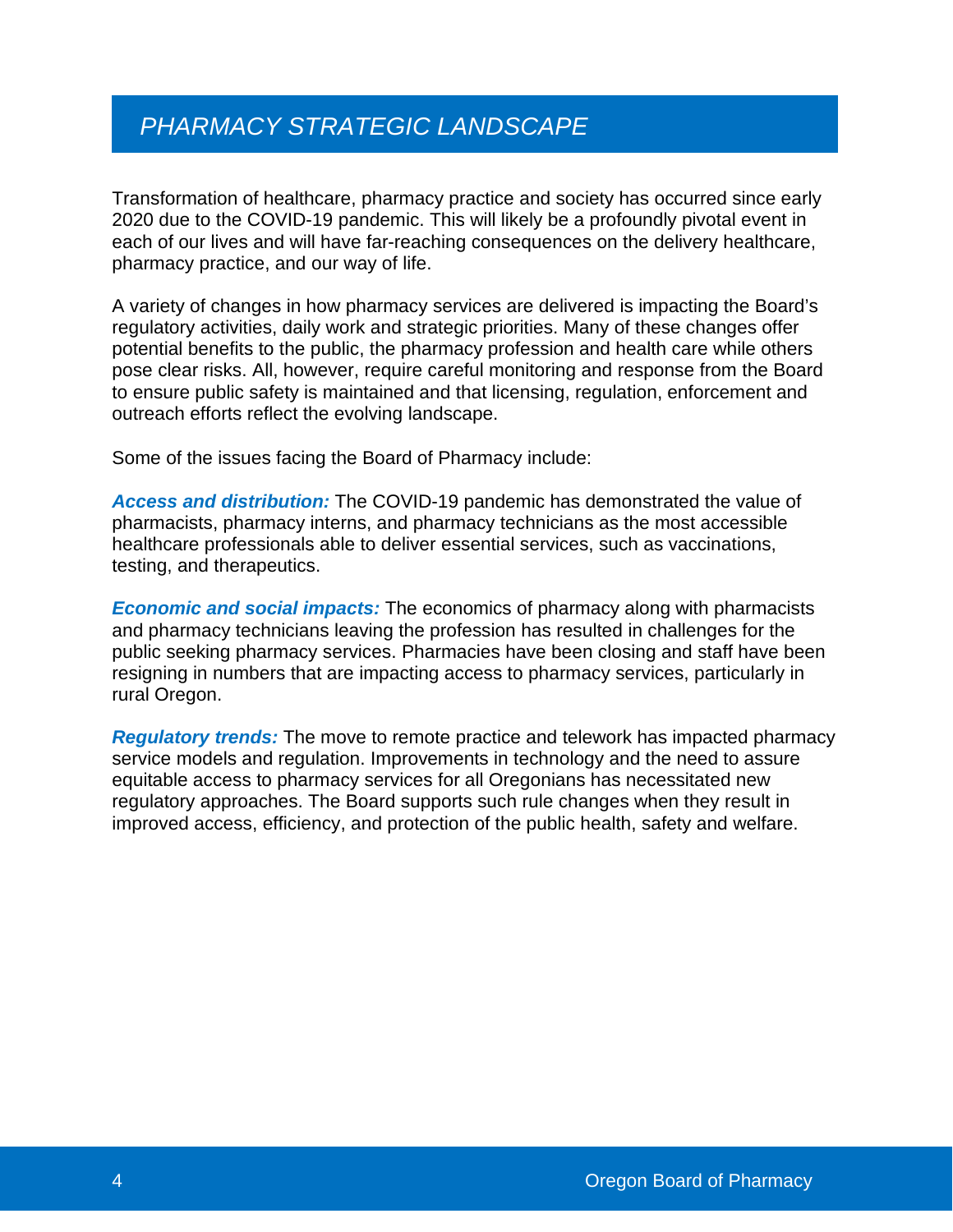## *PHARMACY STRATEGIC LANDSCAPE*

Transformation of healthcare, pharmacy practice and society has occurred since early 2020 due to the COVID-19 pandemic. This will likely be a profoundly pivotal event in each of our lives and will have far-reaching consequences on the delivery healthcare, pharmacy practice, and our way of life.

A variety of changes in how pharmacy services are delivered is impacting the Board's regulatory activities, daily work and strategic priorities. Many of these changes offer potential benefits to the public, the pharmacy profession and health care while others pose clear risks. All, however, require careful monitoring and response from the Board to ensure public safety is maintained and that licensing, regulation, enforcement and outreach efforts reflect the evolving landscape.

Some of the issues facing the Board of Pharmacy include:

***Access and distribution:*** The COVID-19 pandemic has demonstrated the value of pharmacists, pharmacy interns, and pharmacy technicians as the most accessible healthcare professionals able to deliver essential services, such as vaccinations, testing, and therapeutics.

***Economic and social impacts:*** The economics of pharmacy along with pharmacists and pharmacy technicians leaving the profession has resulted in challenges for the public seeking pharmacy services. Pharmacies have been closing and staff have been resigning in numbers that are impacting access to pharmacy services, particularly in rural Oregon.

***Regulatory trends:*** The move to remote practice and telework has impacted pharmacy service models and regulation. Improvements in technology and the need to assure equitable access to pharmacy services for all Oregonians has necessitated new regulatory approaches. The Board supports such rule changes when they result in improved access, efficiency, and protection of the public health, safety and welfare.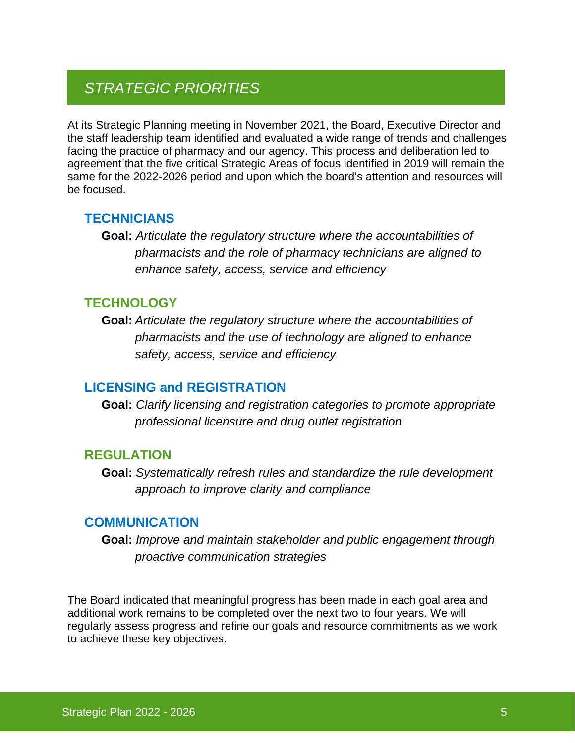## *STRATEGIC PRIORITIES*

At its Strategic Planning meeting in November 2021, the Board, Executive Director and the staff leadership team identified and evaluated a wide range of trends and challenges facing the practice of pharmacy and our agency. This process and deliberation led to agreement that the five critical Strategic Areas of focus identified in 2019 will remain the same for the 2022-2026 period and upon which the board's attention and resources will be focused.

### TECHNICIANS

**Goal:** *Articulate the regulatory structure where the accountabilities of pharmacists and the role of pharmacy technicians are aligned to enhance safety, access, service and efficiency*

### TECHNOLOGY

**Goal:** *Articulate the regulatory structure where the accountabilities of pharmacists and the use of technology are aligned to enhance safety, access, service and efficiency*

### LICENSING and REGISTRATION

**Goal:** *Clarify licensing and registration categories to promote appropriate professional licensure and drug outlet registration*

### REGULATION

**Goal:** *Systematically refresh rules and standardize the rule development approach to improve clarity and compliance*

### COMMUNICATION

**Goal:** *Improve and maintain stakeholder and public engagement through proactive communication strategies*

The Board indicated that meaningful progress has been made in each goal area and additional work remains to be completed over the next two to four years. We will regularly assess progress and refine our goals and resource commitments as we work to achieve these key objectives.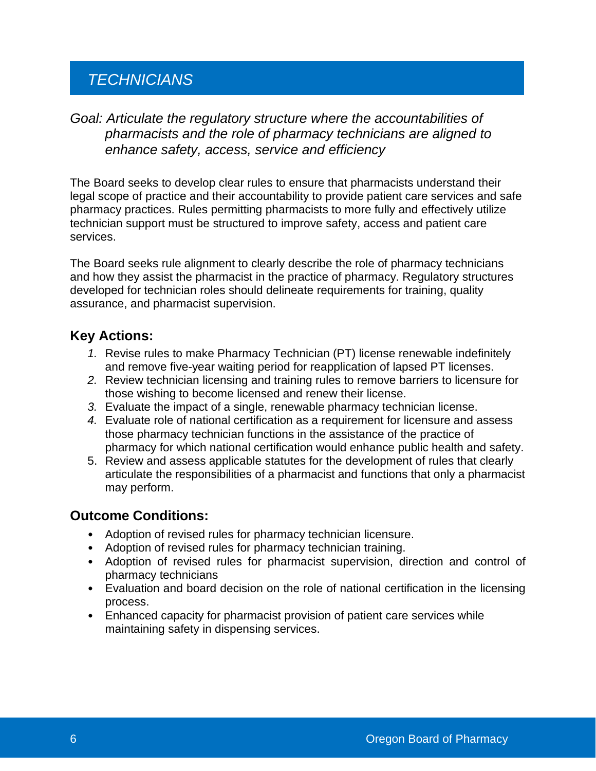## *TECHNICIANS*

*Goal: Articulate the regulatory structure where the accountabilities of pharmacists and the role of pharmacy technicians are aligned to enhance safety, access, service and efficiency*

The Board seeks to develop clear rules to ensure that pharmacists understand their legal scope of practice and their accountability to provide patient care services and safe pharmacy practices. Rules permitting pharmacists to more fully and effectively utilize technician support must be structured to improve safety, access and patient care services.

The Board seeks rule alignment to clearly describe the role of pharmacy technicians and how they assist the pharmacist in the practice of pharmacy. Regulatory structures developed for technician roles should delineate requirements for training, quality assurance, and pharmacist supervision.

### Key Actions:

1. Revise rules to make Pharmacy Technician (PT) license renewable indefinitely and remove five-year waiting period for reapplication of lapsed PT licenses.
2. Review technician licensing and training rules to remove barriers to licensure for those wishing to become licensed and renew their license.
3. Evaluate the impact of a single, renewable pharmacy technician license.
4. Evaluate role of national certification as a requirement for licensure and assess those pharmacy technician functions in the assistance of the practice of pharmacy for which national certification would enhance public health and safety.
5. Review and assess applicable statutes for the development of rules that clearly articulate the responsibilities of a pharmacist and functions that only a pharmacist may perform.

### Outcome Conditions:

- Adoption of revised rules for pharmacy technician licensure.
- Adoption of revised rules for pharmacy technician training.
- Adoption of revised rules for pharmacist supervision, direction and control of pharmacy technicians
- Evaluation and board decision on the role of national certification in the licensing process.
- Enhanced capacity for pharmacist provision of patient care services while maintaining safety in dispensing services.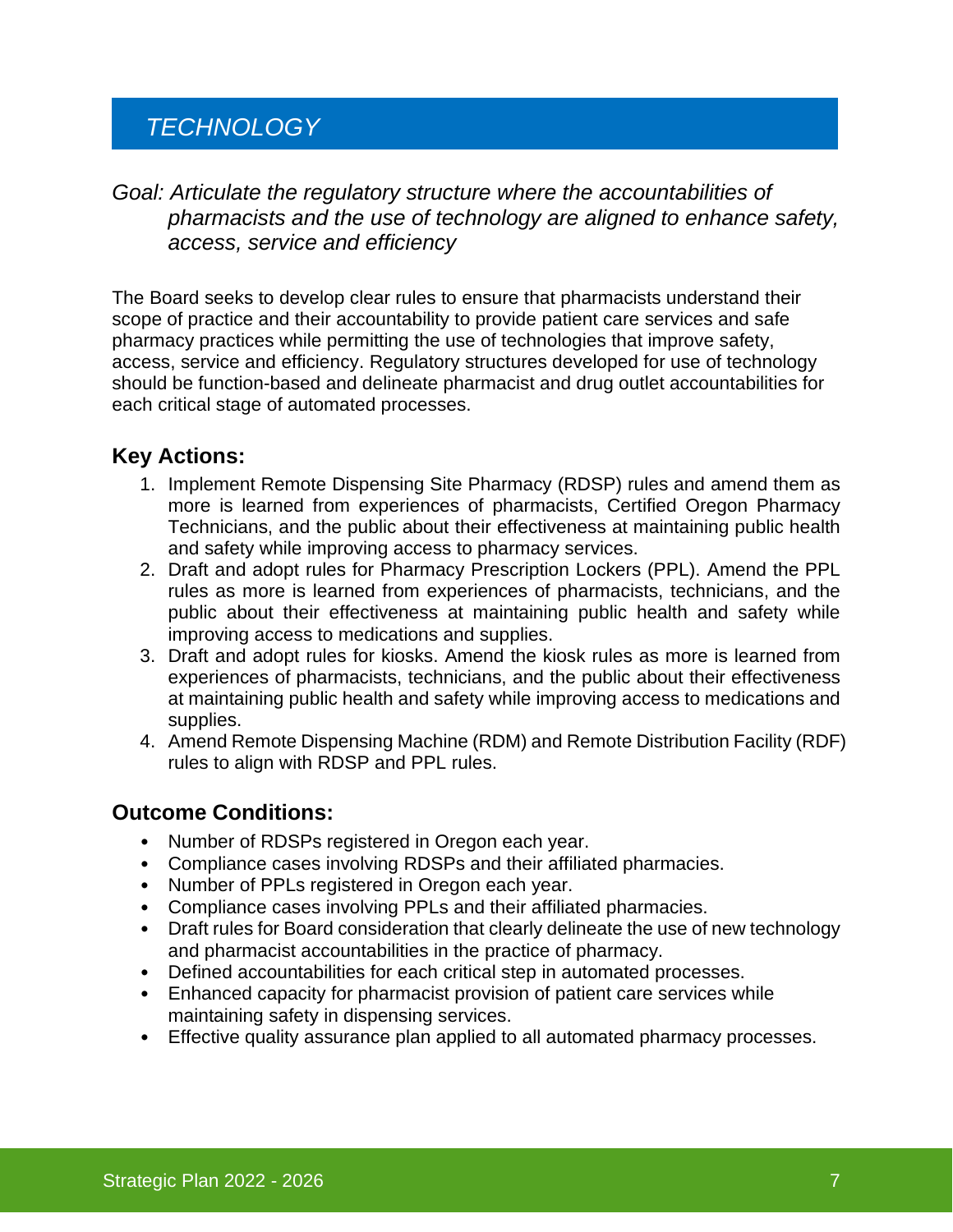# *TECHNOLOGY*

*Goal: Articulate the regulatory structure where the accountabilities of pharmacists and the use of technology are aligned to enhance safety, access, service and efficiency*

The Board seeks to develop clear rules to ensure that pharmacists understand their scope of practice and their accountability to provide patient care services and safe pharmacy practices while permitting the use of technologies that improve safety, access, service and efficiency. Regulatory structures developed for use of technology should be function-based and delineate pharmacist and drug outlet accountabilities for each critical stage of automated processes.

## Key Actions:

1. Implement Remote Dispensing Site Pharmacy (RDSP) rules and amend them as more is learned from experiences of pharmacists, Certified Oregon Pharmacy Technicians, and the public about their effectiveness at maintaining public health and safety while improving access to pharmacy services.
2. Draft and adopt rules for Pharmacy Prescription Lockers (PPL). Amend the PPL rules as more is learned from experiences of pharmacists, technicians, and the public about their effectiveness at maintaining public health and safety while improving access to medications and supplies.
3. Draft and adopt rules for kiosks. Amend the kiosk rules as more is learned from experiences of pharmacists, technicians, and the public about their effectiveness at maintaining public health and safety while improving access to medications and supplies.
4. Amend Remote Dispensing Machine (RDM) and Remote Distribution Facility (RDF) rules to align with RDSP and PPL rules.

## Outcome Conditions:

- Number of RDSPs registered in Oregon each year.
- Compliance cases involving RDSPs and their affiliated pharmacies.
- Number of PPLs registered in Oregon each year.
- Compliance cases involving PPLs and their affiliated pharmacies.
- Draft rules for Board consideration that clearly delineate the use of new technology and pharmacist accountabilities in the practice of pharmacy.
- Defined accountabilities for each critical step in automated processes.
- Enhanced capacity for pharmacist provision of patient care services while maintaining safety in dispensing services.
- Effective quality assurance plan applied to all automated pharmacy processes.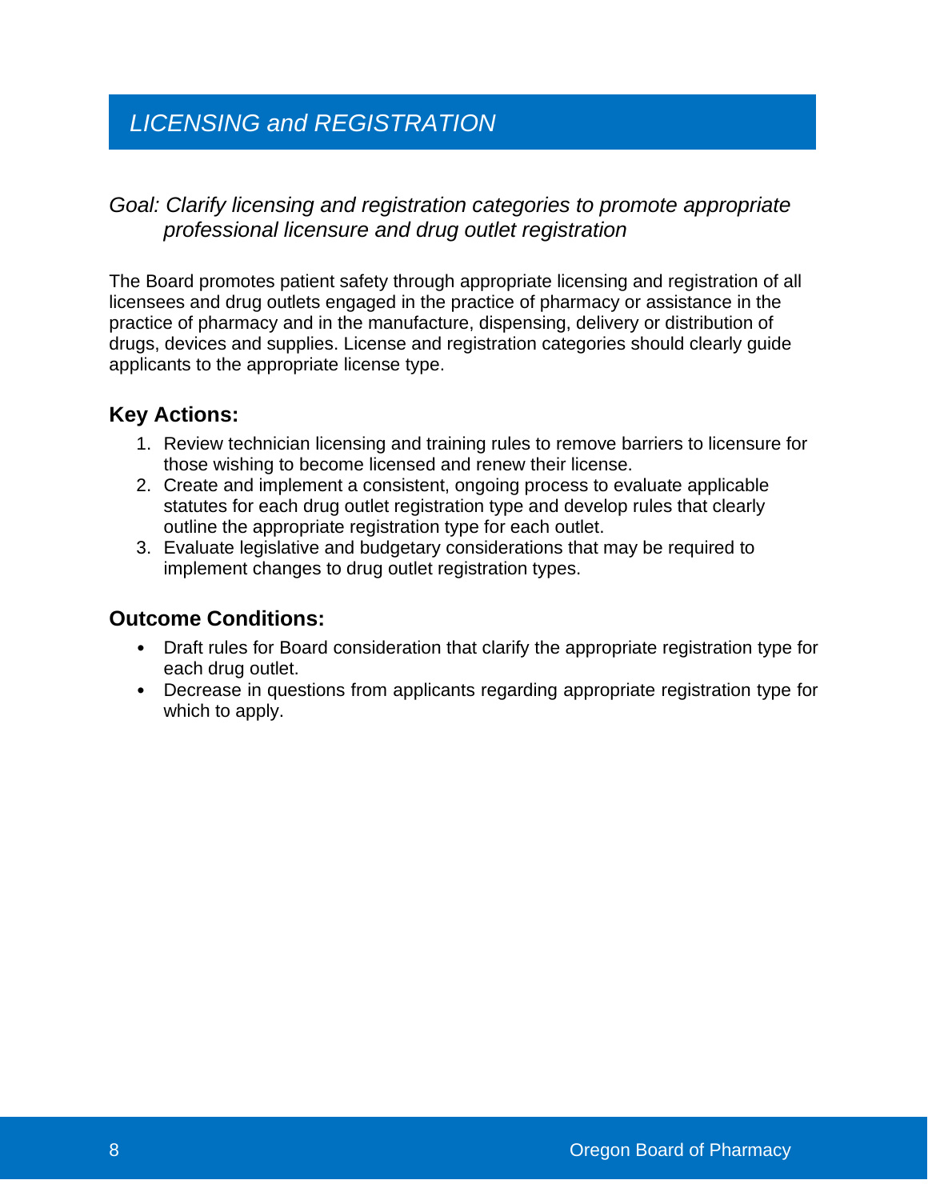# *LICENSING and REGISTRATION*

*Goal: Clarify licensing and registration categories to promote appropriate professional licensure and drug outlet registration*

The Board promotes patient safety through appropriate licensing and registration of all licensees and drug outlets engaged in the practice of pharmacy or assistance in the practice of pharmacy and in the manufacture, dispensing, delivery or distribution of drugs, devices and supplies. License and registration categories should clearly guide applicants to the appropriate license type.

## Key Actions:

1. Review technician licensing and training rules to remove barriers to licensure for those wishing to become licensed and renew their license.
2. Create and implement a consistent, ongoing process to evaluate applicable statutes for each drug outlet registration type and develop rules that clearly outline the appropriate registration type for each outlet.
3. Evaluate legislative and budgetary considerations that may be required to implement changes to drug outlet registration types.

## Outcome Conditions:

- Draft rules for Board consideration that clarify the appropriate registration type for each drug outlet.
- Decrease in questions from applicants regarding appropriate registration type for which to apply.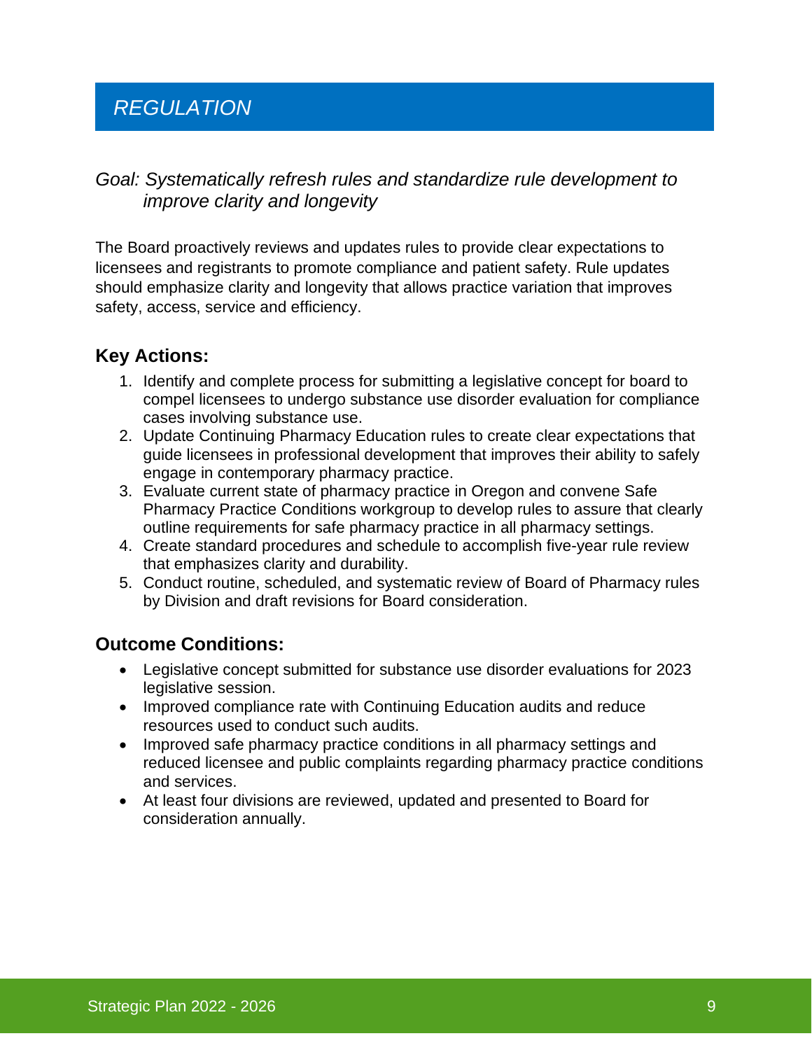## *REGULATION*

*Goal: Systematically refresh rules and standardize rule development to improve clarity and longevity*

The Board proactively reviews and updates rules to provide clear expectations to licensees and registrants to promote compliance and patient safety. Rule updates should emphasize clarity and longevity that allows practice variation that improves safety, access, service and efficiency.

### Key Actions:

1. Identify and complete process for submitting a legislative concept for board to compel licensees to undergo substance use disorder evaluation for compliance cases involving substance use.
2. Update Continuing Pharmacy Education rules to create clear expectations that guide licensees in professional development that improves their ability to safely engage in contemporary pharmacy practice.
3. Evaluate current state of pharmacy practice in Oregon and convene Safe Pharmacy Practice Conditions workgroup to develop rules to assure that clearly outline requirements for safe pharmacy practice in all pharmacy settings.
4. Create standard procedures and schedule to accomplish five-year rule review that emphasizes clarity and durability.
5. Conduct routine, scheduled, and systematic review of Board of Pharmacy rules by Division and draft revisions for Board consideration.

### Outcome Conditions:

- Legislative concept submitted for substance use disorder evaluations for 2023 legislative session.
- Improved compliance rate with Continuing Education audits and reduce resources used to conduct such audits.
- Improved safe pharmacy practice conditions in all pharmacy settings and reduced licensee and public complaints regarding pharmacy practice conditions and services.
- At least four divisions are reviewed, updated and presented to Board for consideration annually.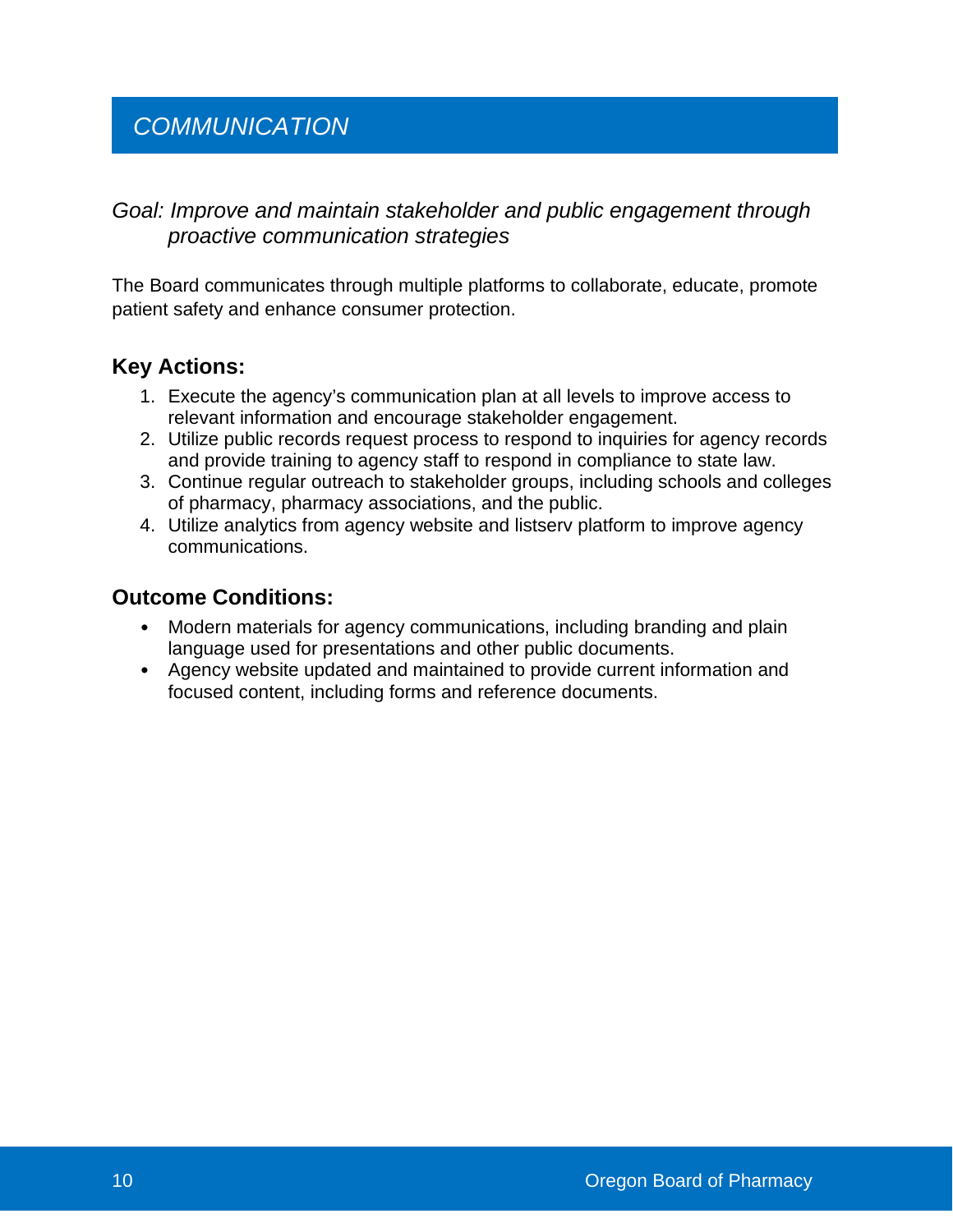# *COMMUNICATION*

*Goal: Improve and maintain stakeholder and public engagement through proactive communication strategies*

The Board communicates through multiple platforms to collaborate, educate, promote patient safety and enhance consumer protection.

## Key Actions:

1. Execute the agency's communication plan at all levels to improve access to relevant information and encourage stakeholder engagement.
2. Utilize public records request process to respond to inquiries for agency records and provide training to agency staff to respond in compliance to state law.
3. Continue regular outreach to stakeholder groups, including schools and colleges of pharmacy, pharmacy associations, and the public.
4. Utilize analytics from agency website and listserv platform to improve agency communications.

## Outcome Conditions:

- Modern materials for agency communications, including branding and plain language used for presentations and other public documents.
- Agency website updated and maintained to provide current information and focused content, including forms and reference documents.